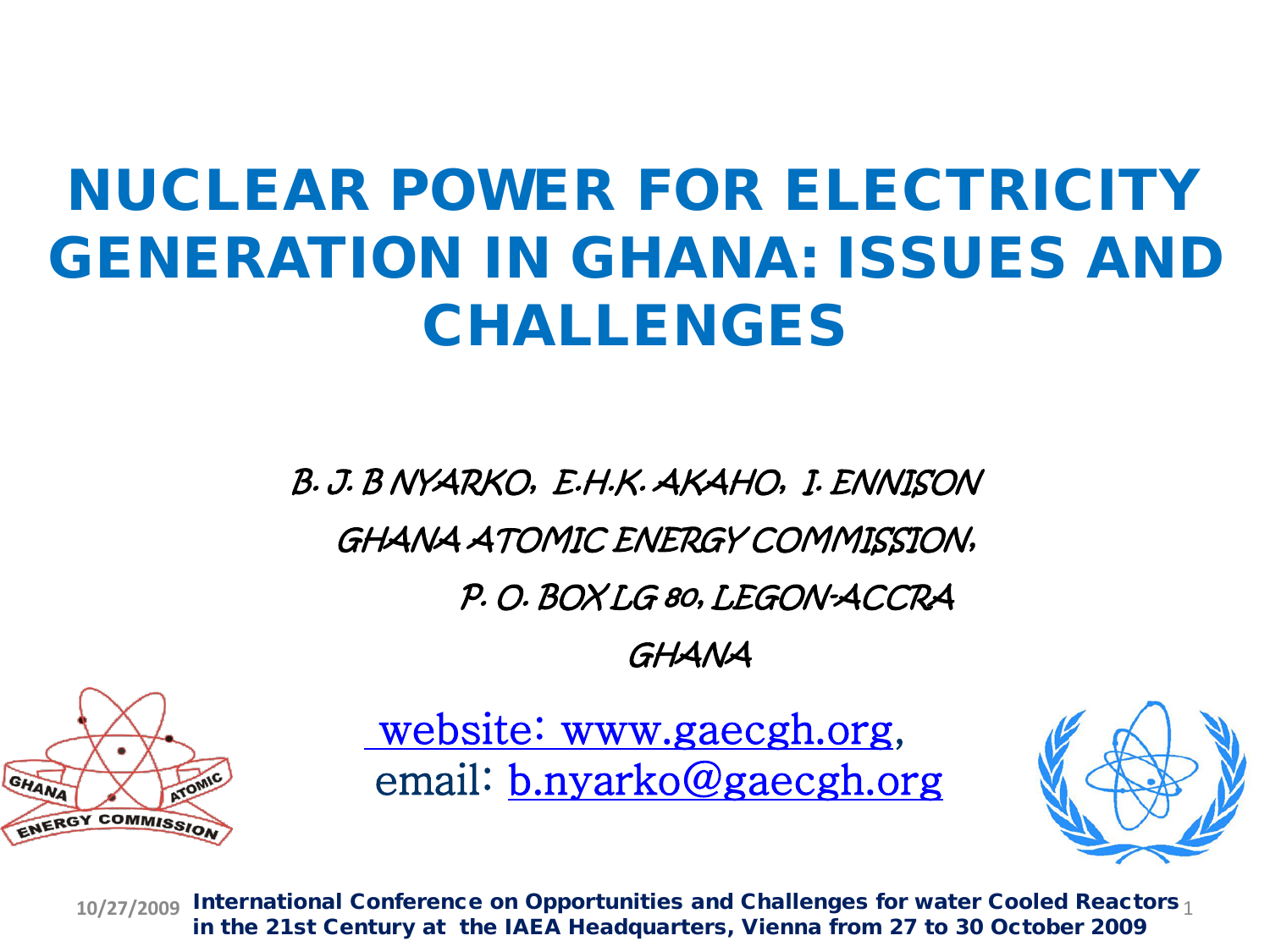# NUCLEAR POWER FOR ELECTRICITY GENERATION IN GHANA: ISSUES AND CHALLENGES

*B. J. B NYARKO, E.H.K. AKAHO, I. ENNISON*

*GHANA ATOMIC ENERGY COMMISSION,*

*P. O. BOX LG 80, LEGON-ACCRA*

*GHANA*

website: www.gaecgh.org,
email: b.nyarko@gaecgh.org

10/27/2009 **International Conference on Opportunities and Challenges for water Cooled Reactors in the 21st Century at the IAEA Headquarters, Vienna from 27 to 30 October 2009**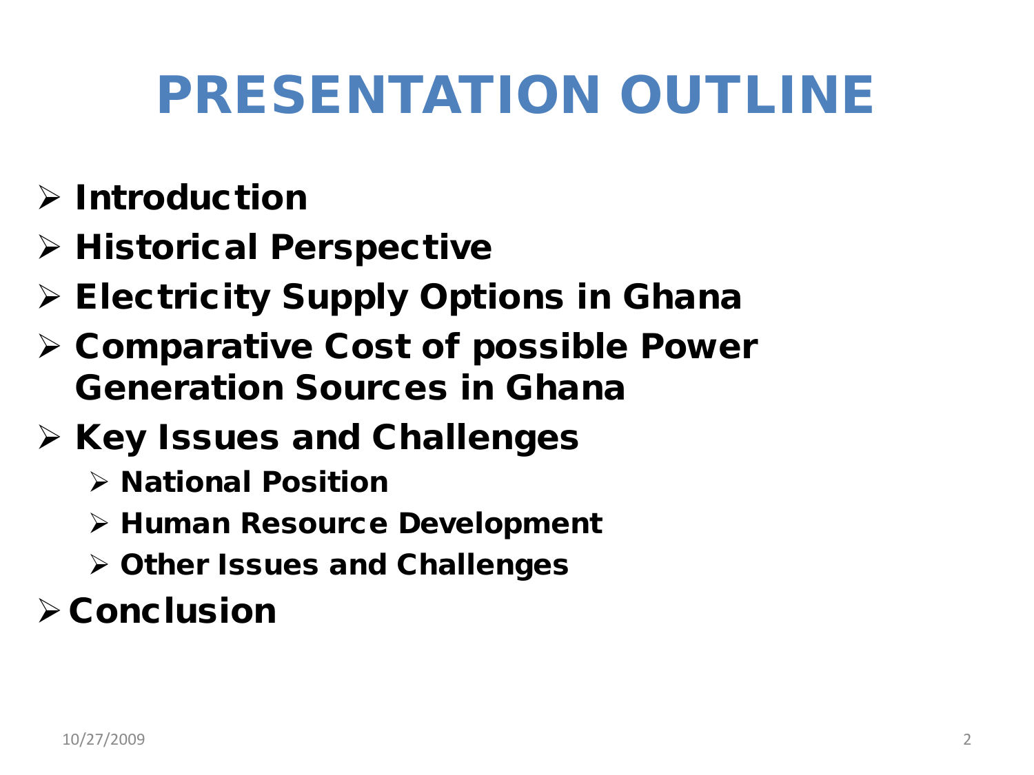# PRESENTATION OUTLINE

- Introduction
- Historical Perspective
- Electricity Supply Options in Ghana
- Comparative Cost of possible Power Generation Sources in Ghana
- Key Issues and Challenges
  - National Position
  - Human Resource Development
  - Other Issues and Challenges
- Conclusion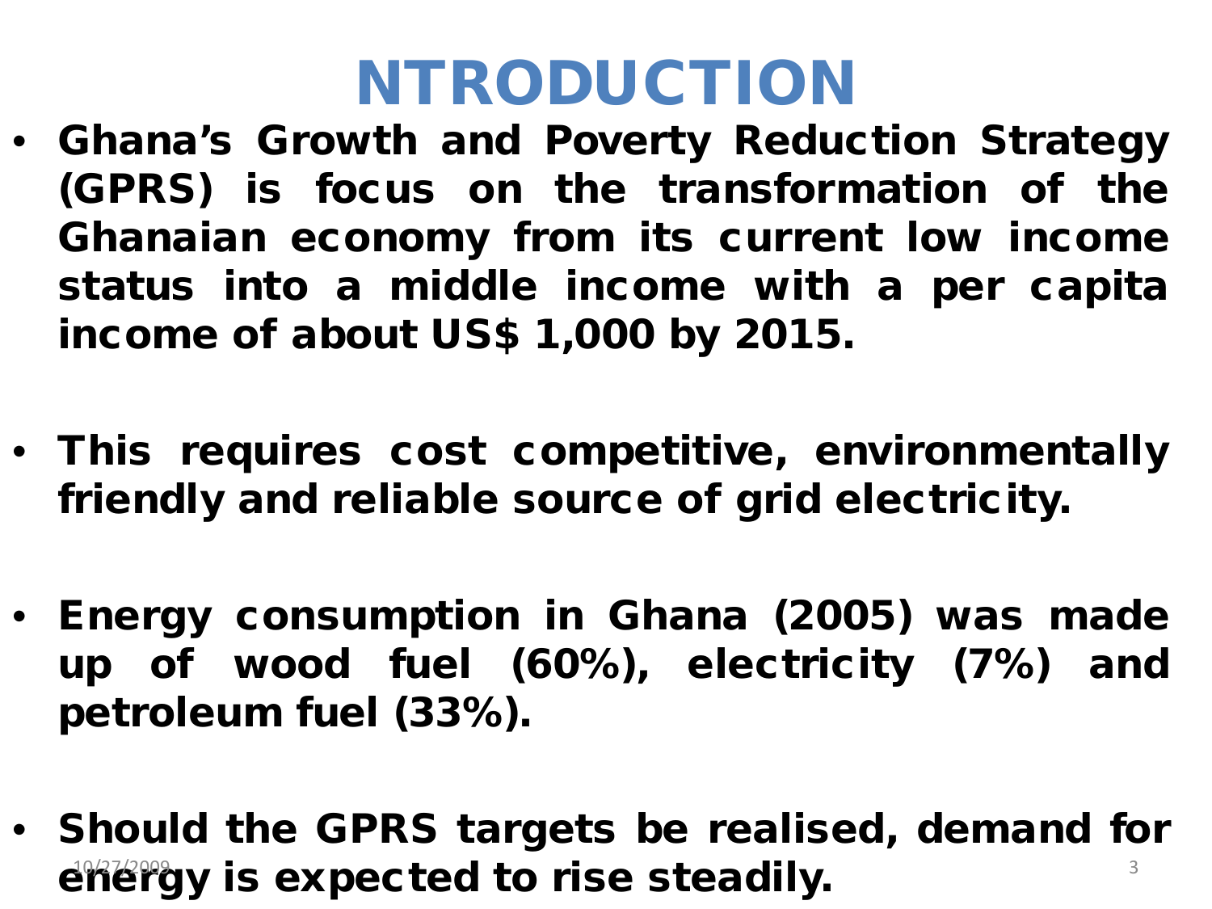# NTRODUCTION

- **Ghana's Growth and Poverty Reduction Strategy (GPRS) is focus on the transformation of the Ghanaian economy from its current low income status into a middle income with a per capita income of about US$ 1,000 by 2015.**

- **This requires cost competitive, environmentally friendly and reliable source of grid electricity.**

- **Energy consumption in Ghana (2005) was made up of wood fuel (60%), electricity (7%) and petroleum fuel (33%).**

- **Should the GPRS targets be realised, demand for energy is expected to rise steadily.**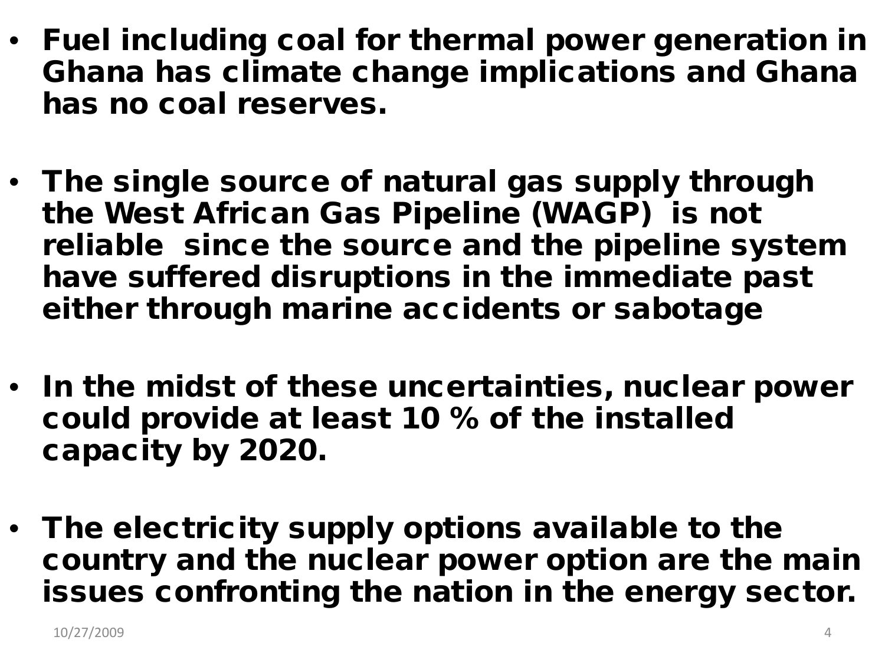- **Fuel including coal for thermal power generation in Ghana has climate change implications and Ghana has no coal reserves.**

- **The single source of natural gas supply through the West African Gas Pipeline (WAGP) is not reliable since the source and the pipeline system have suffered disruptions in the immediate past either through marine accidents or sabotage**

- **In the midst of these uncertainties, nuclear power could provide at least 10 % of the installed capacity by 2020.**

- **The electricity supply options available to the country and the nuclear power option are the main issues confronting the nation in the energy sector.**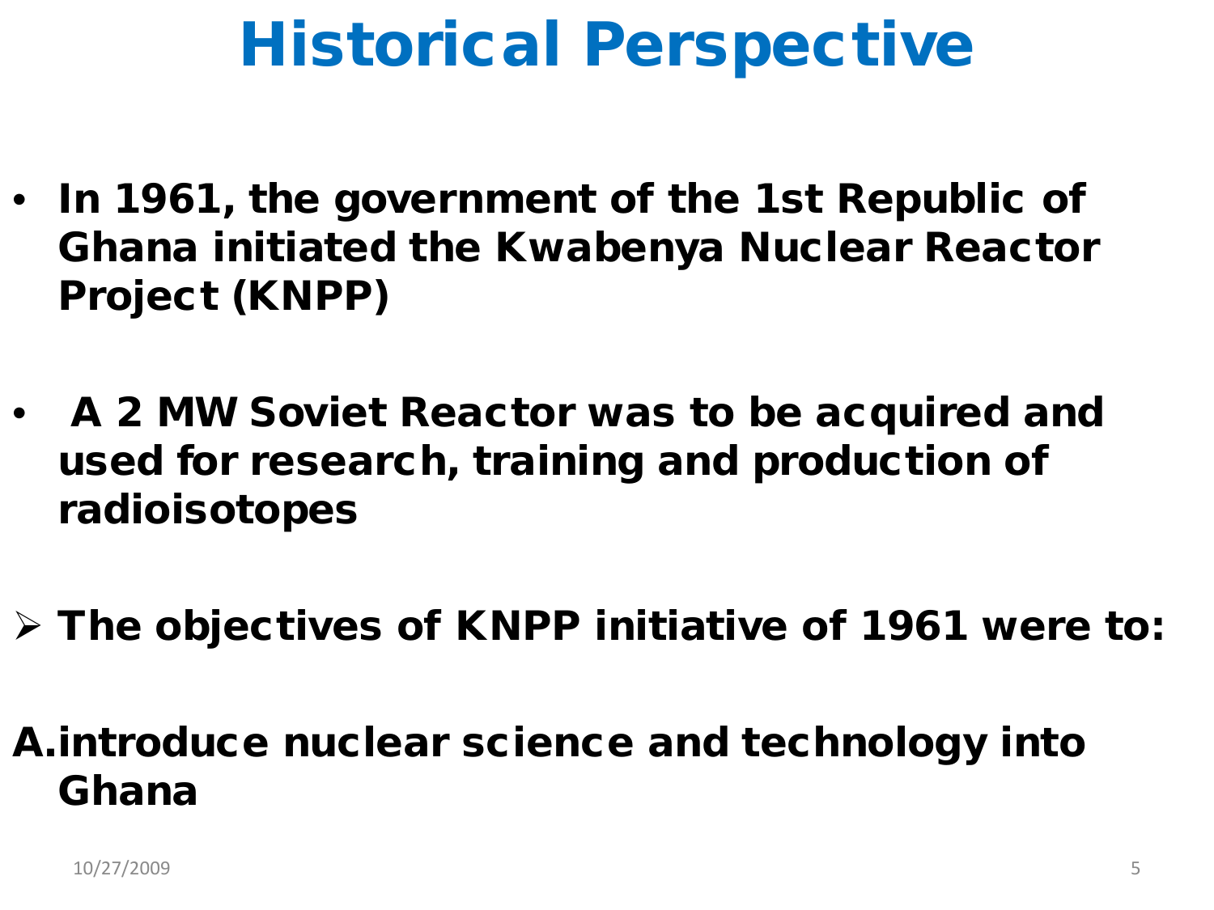# Historical Perspective

- **In 1961, the government of the 1st Republic of Ghana initiated the Kwabenya Nuclear Reactor Project (KNPP)**

- **A 2 MW Soviet Reactor was to be acquired and used for research, training and production of radioisotopes**

➢ **The objectives of KNPP initiative of 1961 were to:**

**A. introduce nuclear science and technology into Ghana**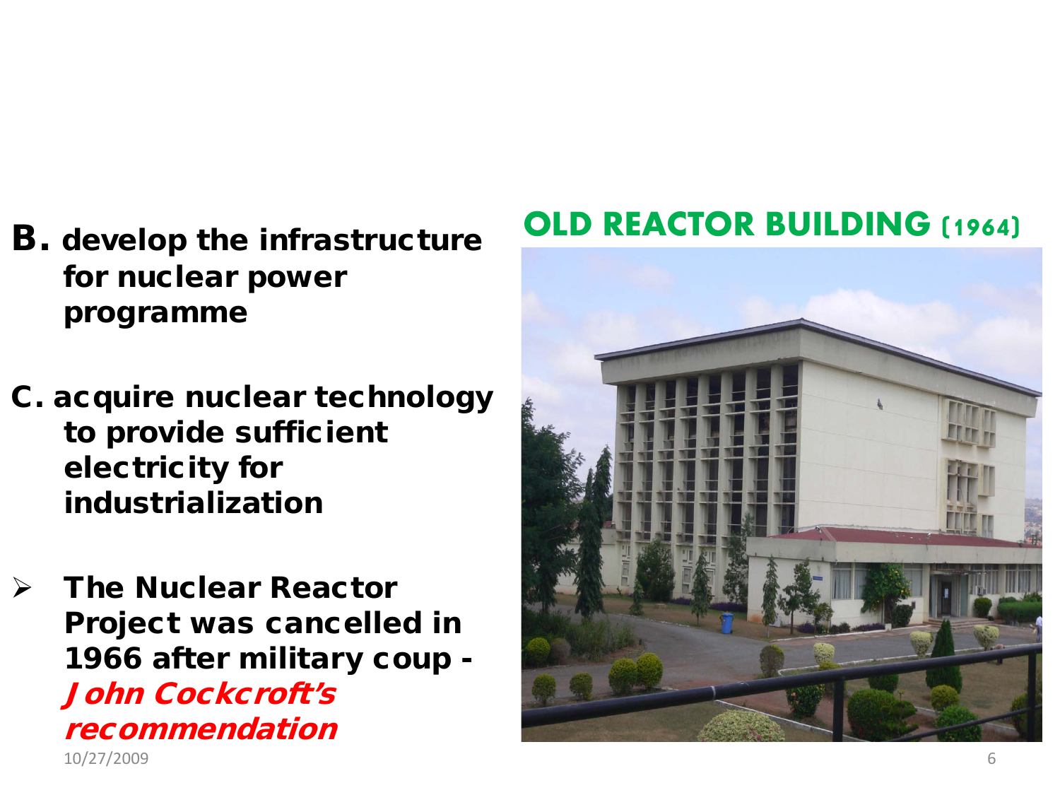B. develop the infrastructure for nuclear power programme

C. acquire nuclear technology to provide sufficient electricity for industrialization

- **The Nuclear Reactor Project was cancelled in 1966 after military coup -** ***John Cockcroft's recommendation***

## OLD REACTOR BUILDING (1964)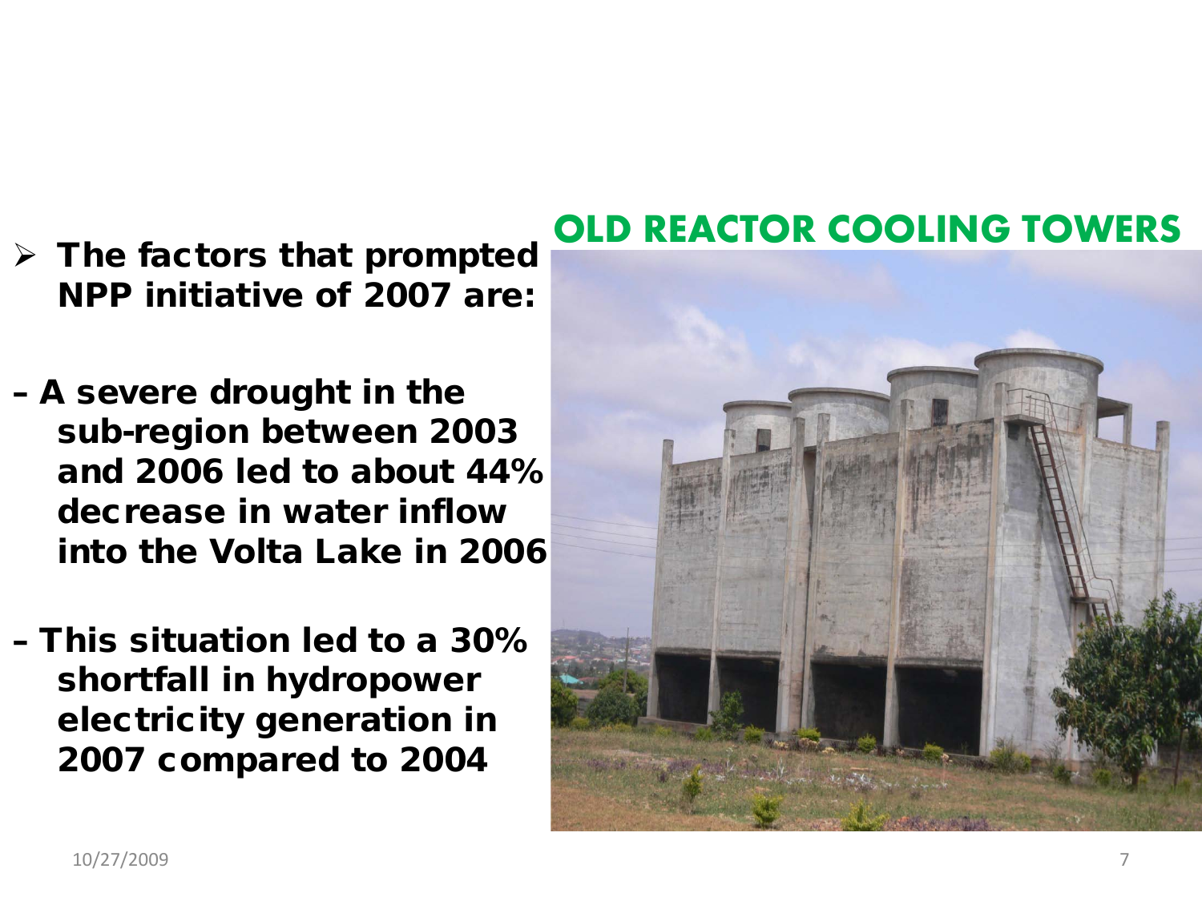- **The factors that prompted NPP initiative of 2007 are:**

  - **A severe drought in the sub-region between 2003 and 2006 led to about 44% decrease in water inflow into the Volta Lake in 2006**
  - **This situation led to a 30% shortfall in hydropower electricity generation in 2007 compared to 2004**

**OLD REACTOR COOLING TOWERS**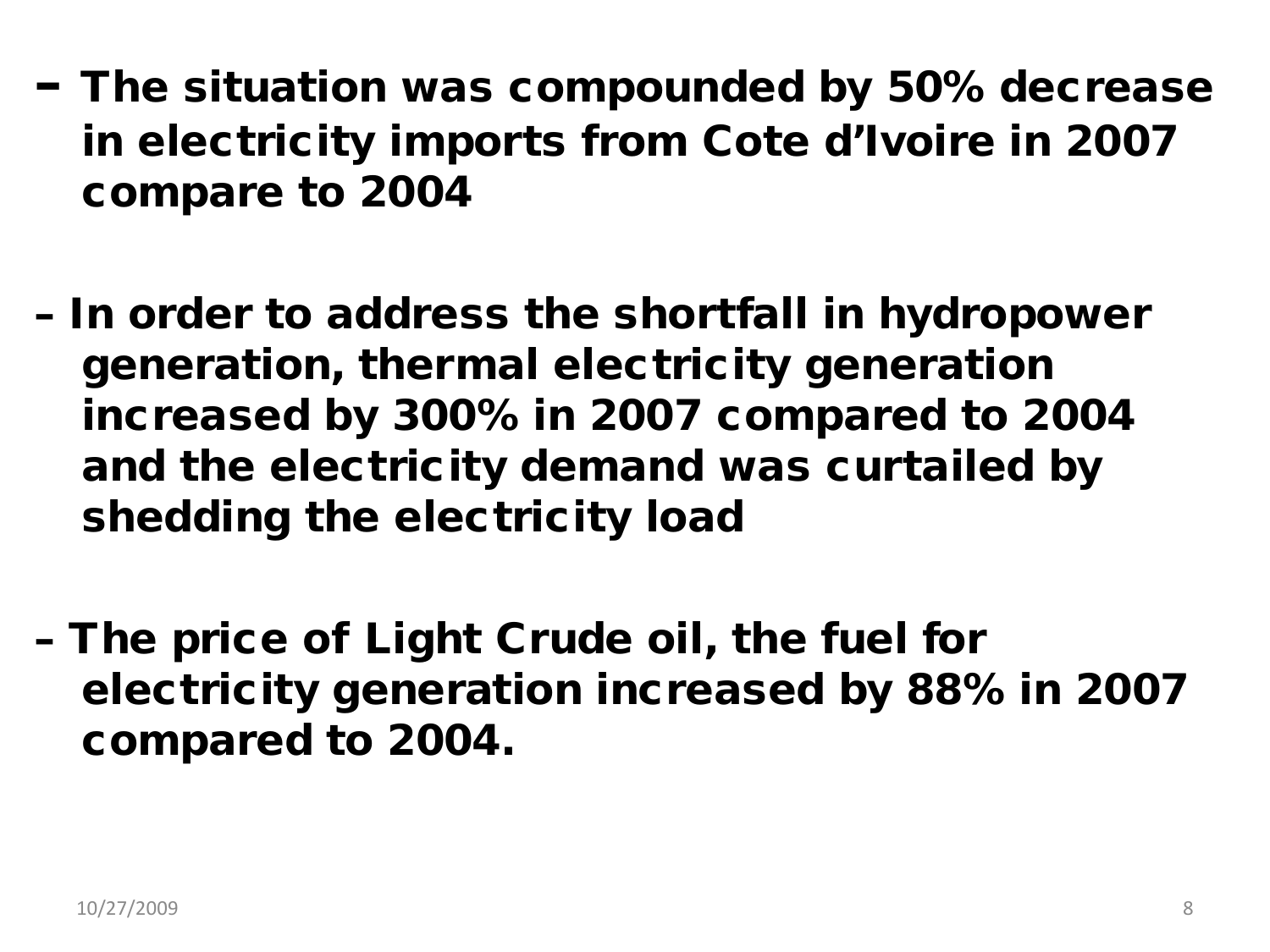- **The situation was compounded by 50% decrease in electricity imports from Cote d'Ivoire in 2007 compare to 2004**

- **In order to address the shortfall in hydropower generation, thermal electricity generation increased by 300% in 2007 compared to 2004 and the electricity demand was curtailed by shedding the electricity load**

- **The price of Light Crude oil, the fuel for electricity generation increased by 88% in 2007 compared to 2004.**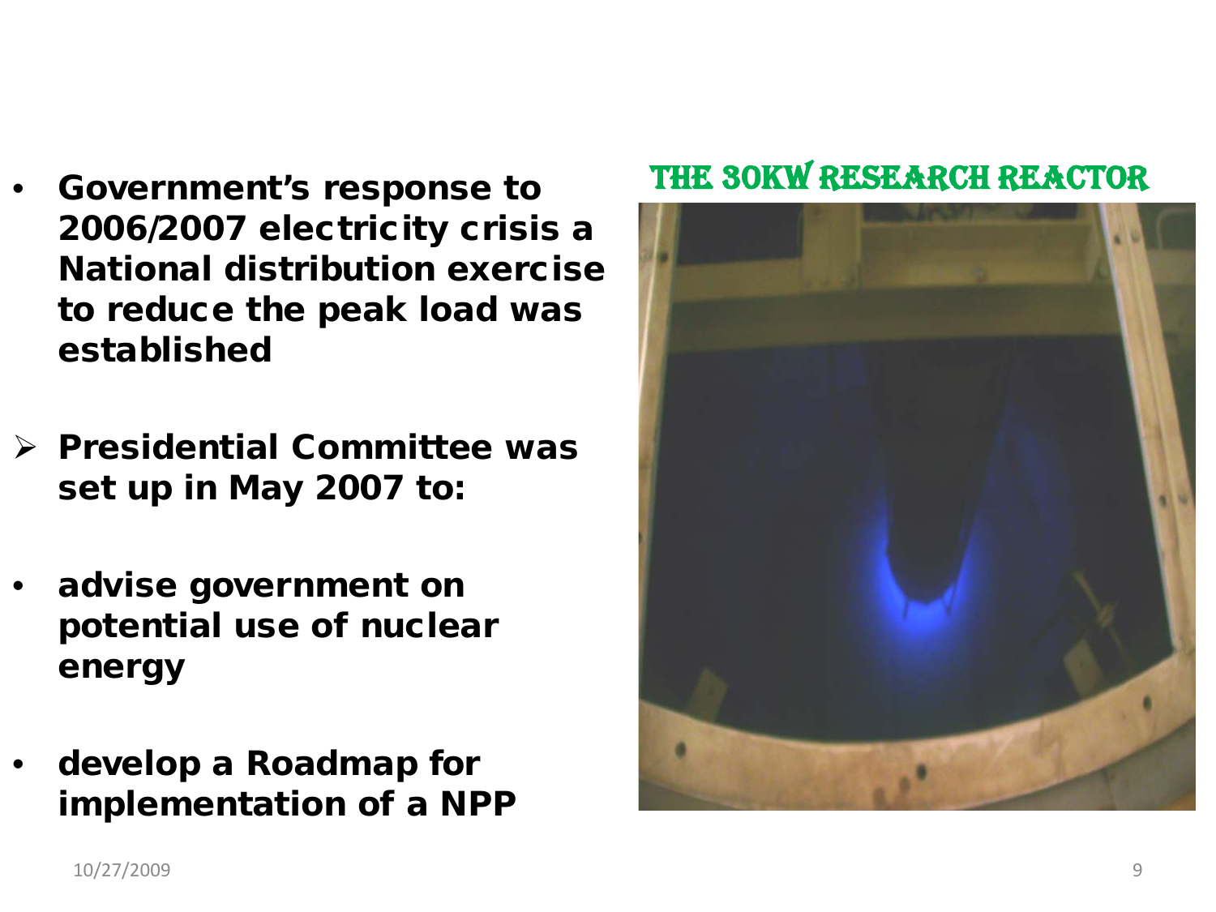- **Government's response to 2006/2007 electricity crisis a National distribution exercise to reduce the peak load was established**

- **Presidential Committee was set up in May 2007 to:**

- **advise government on potential use of nuclear energy**

- **develop a Roadmap for implementation of a NPP**

THE 30KW RESEARCH REACTOR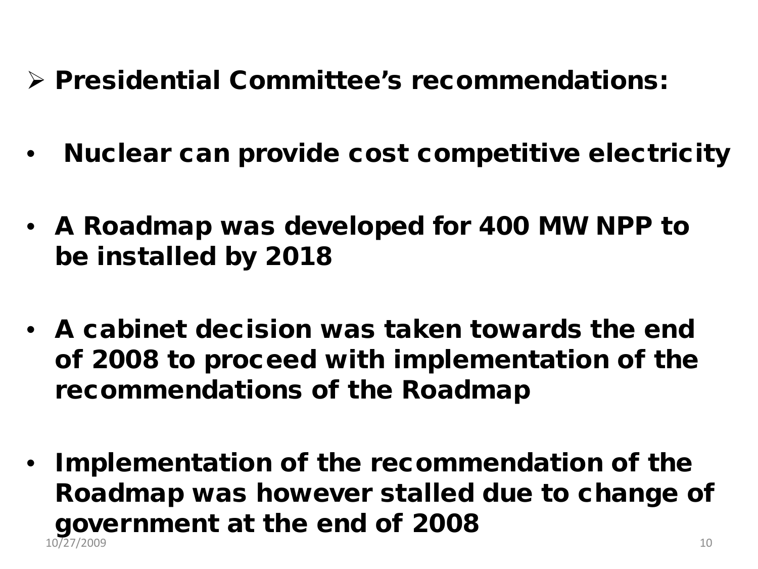- **Presidential Committee's recommendations:**

- **Nuclear can provide cost competitive electricity**

- **A Roadmap was developed for 400 MW NPP to be installed by 2018**

- **A cabinet decision was taken towards the end of 2008 to proceed with implementation of the recommendations of the Roadmap**

- **Implementation of the recommendation of the Roadmap was however stalled due to change of government at the end of 2008**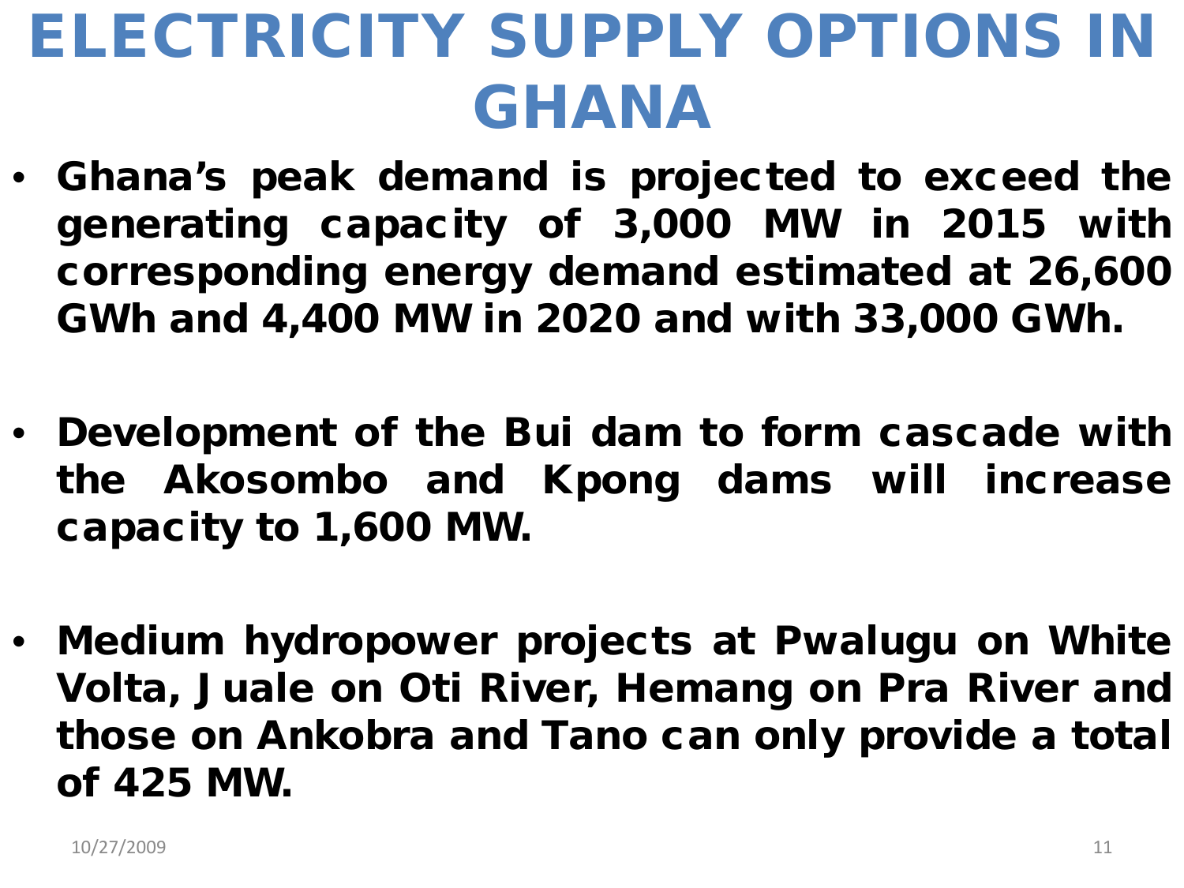# ELECTRICITY SUPPLY OPTIONS IN GHANA

- **Ghana's peak demand is projected to exceed the generating capacity of 3,000 MW in 2015 with corresponding energy demand estimated at 26,600 GWh and 4,400 MW in 2020 and with 33,000 GWh.**

- **Development of the Bui dam to form cascade with the Akosombo and Kpong dams will increase capacity to 1,600 MW.**

- **Medium hydropower projects at Pwalugu on White Volta, Juale on Oti River, Hemang on Pra River and those on Ankobra and Tano can only provide a total of 425 MW.**

10/27/2009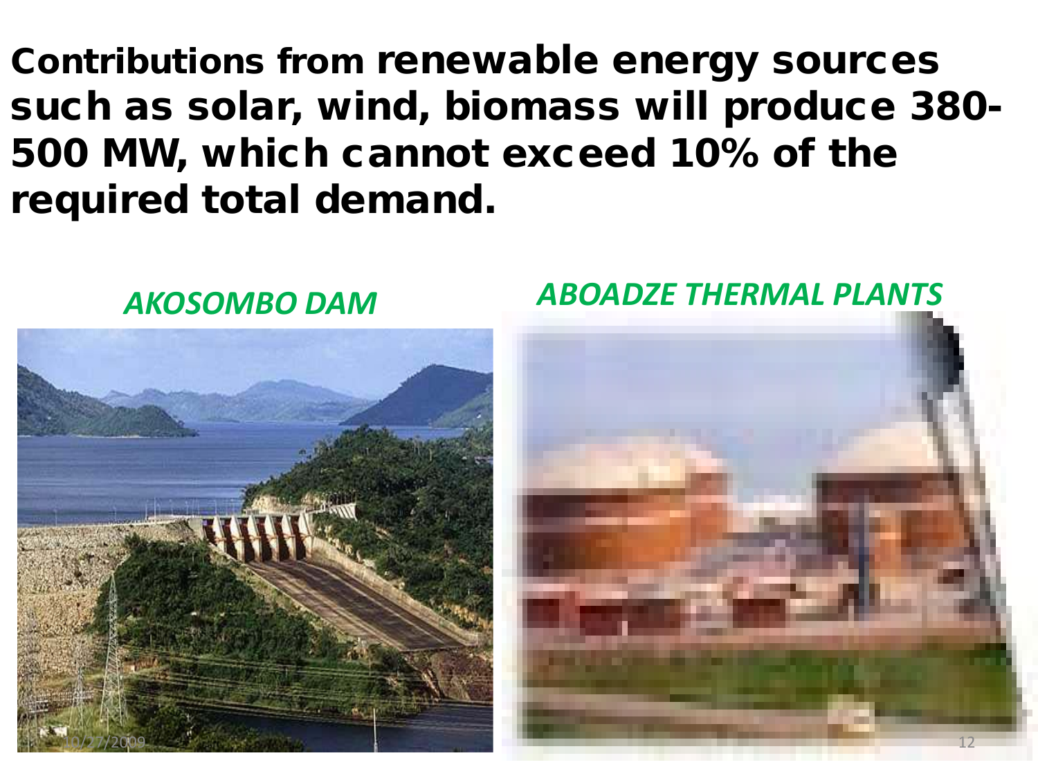**Contributions from renewable energy sources such as solar, wind, biomass will produce 380-500 MW, which cannot exceed 10% of the required total demand.**

*AKOSOMBO DAM*

*ABOADZE THERMAL PLANTS*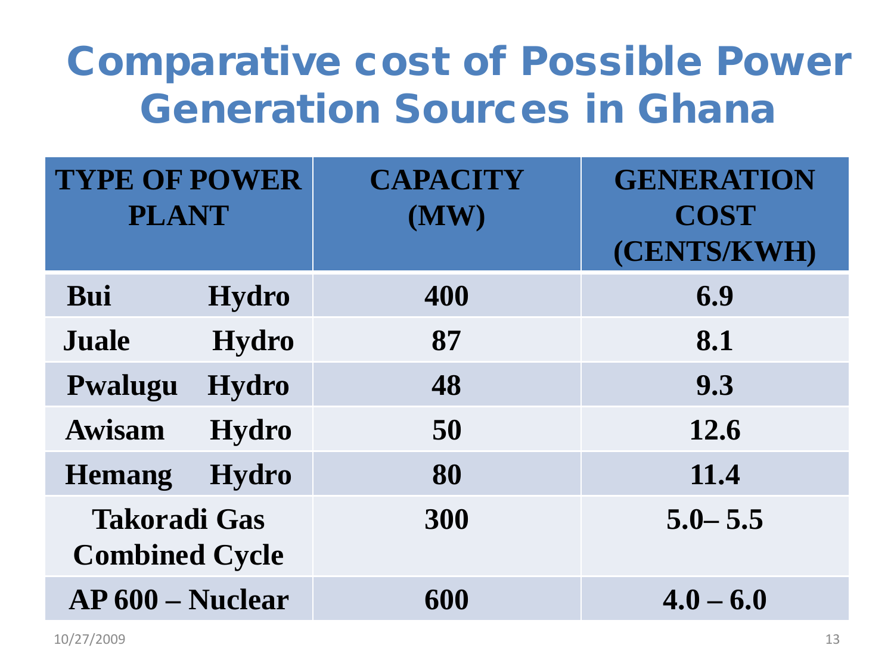# Comparative cost of Possible Power Generation Sources in Ghana

| TYPE OF POWER PLANT | CAPACITY (MW) | GENERATION COST (CENTS/KWH) |
|---|---|---|
| Bui Hydro | 400 | 6.9 |
| Juale Hydro | 87 | 8.1 |
| Pwalugu Hydro | 48 | 9.3 |
| Awisam Hydro | 50 | 12.6 |
| Hemang Hydro | 80 | 11.4 |
| Takoradi Gas Combined Cycle | 300 | 5.0– 5.5 |
| AP 600 – Nuclear | 600 | 4.0 – 6.0 |

10/27/2009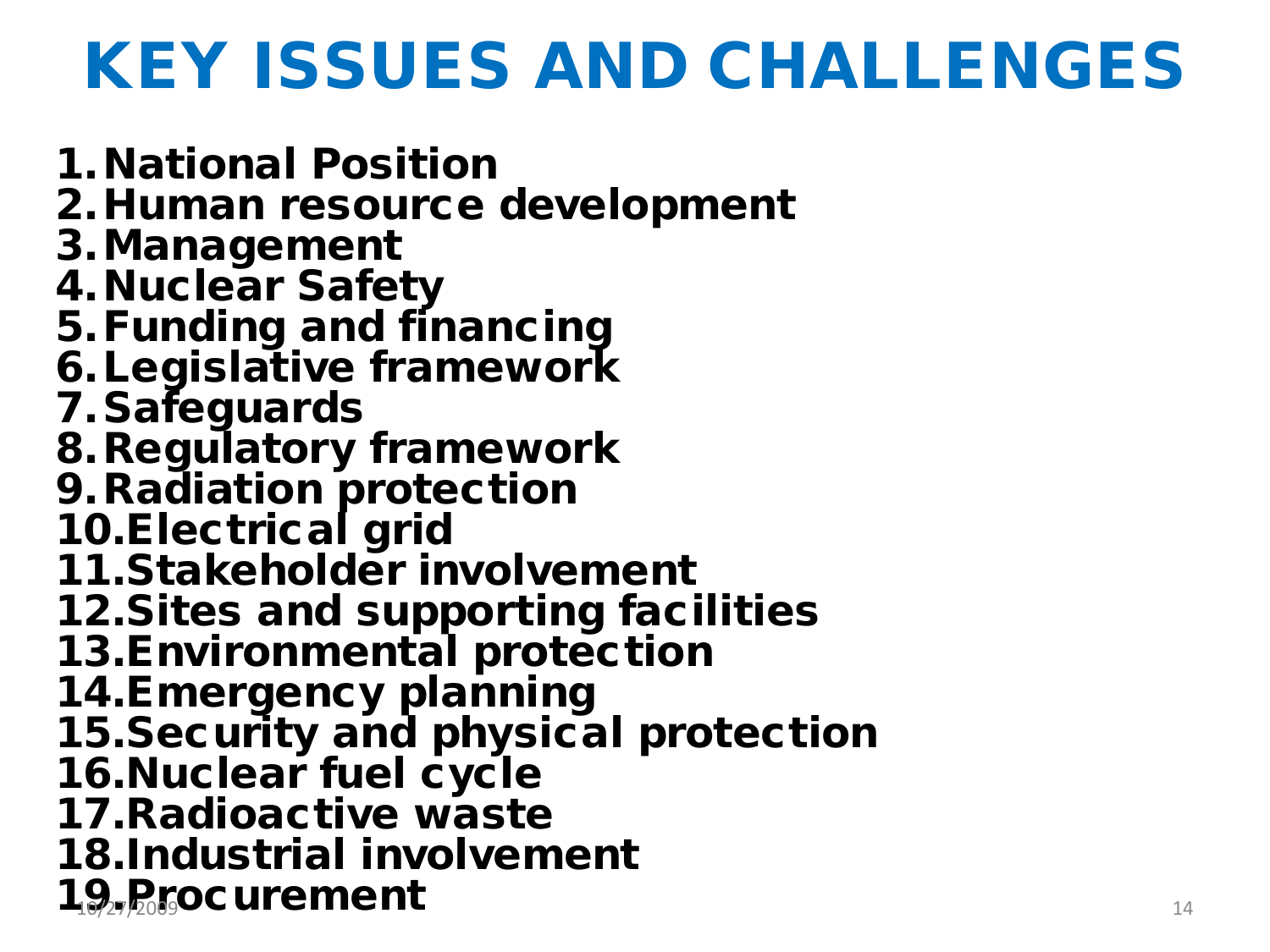# KEY ISSUES AND CHALLENGES

1. National Position
2. Human resource development
3. Management
4. Nuclear Safety
5. Funding and financing
6. Legislative framework
7. Safeguards
8. Regulatory framework
9. Radiation protection
10. Electrical grid
11. Stakeholder involvement
12. Sites and supporting facilities
13. Environmental protection
14. Emergency planning
15. Security and physical protection
16. Nuclear fuel cycle
17. Radioactive waste
18. Industrial involvement
19. Procurement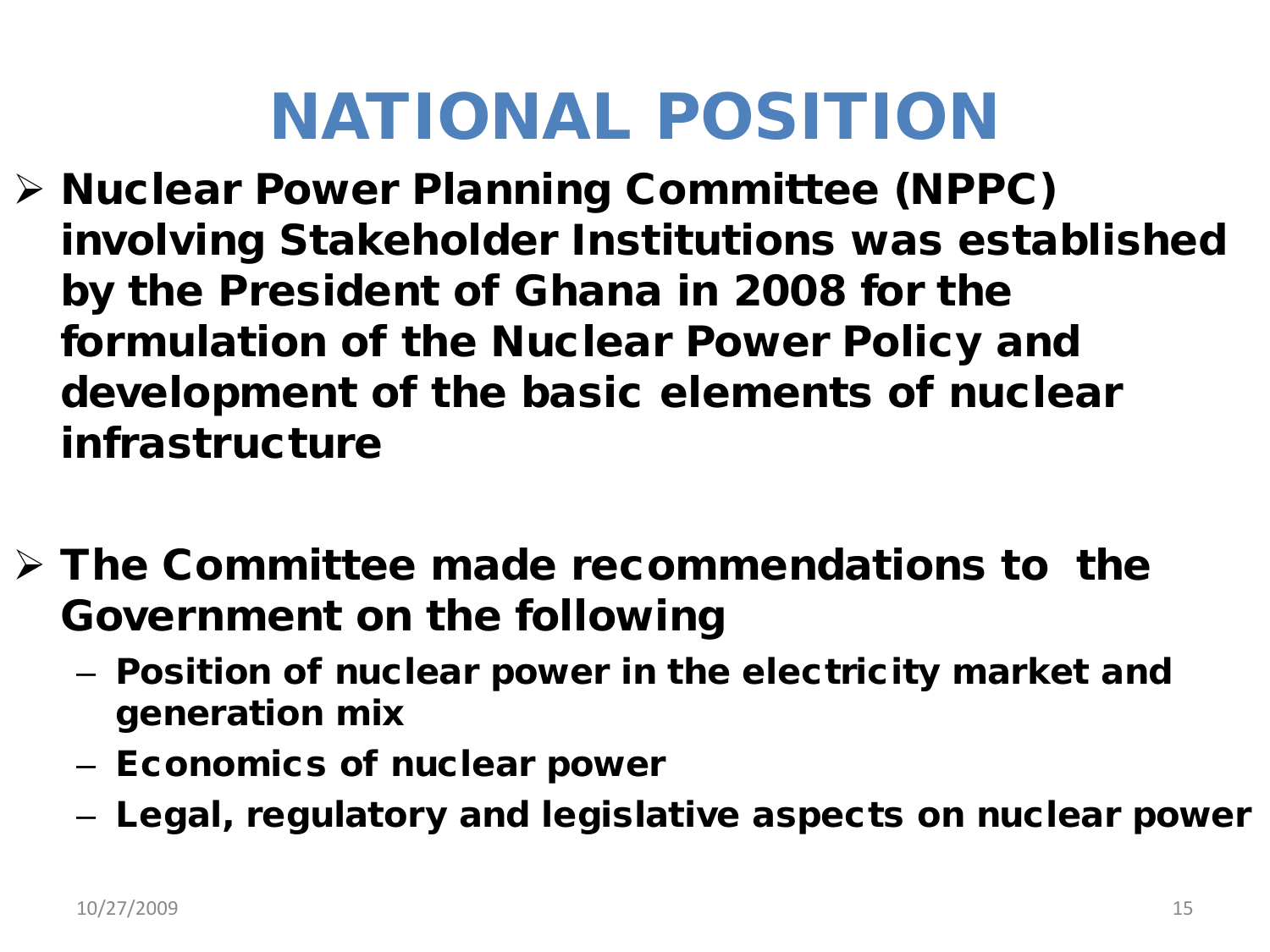# NATIONAL POSITION

- **Nuclear Power Planning Committee (NPPC) involving Stakeholder Institutions was established by the President of Ghana in 2008 for the formulation of the Nuclear Power Policy and development of the basic elements of nuclear infrastructure**

- **The Committee made recommendations to the Government on the following**
  - **Position of nuclear power in the electricity market and generation mix**
  - **Economics of nuclear power**
  - **Legal, regulatory and legislative aspects on nuclear power**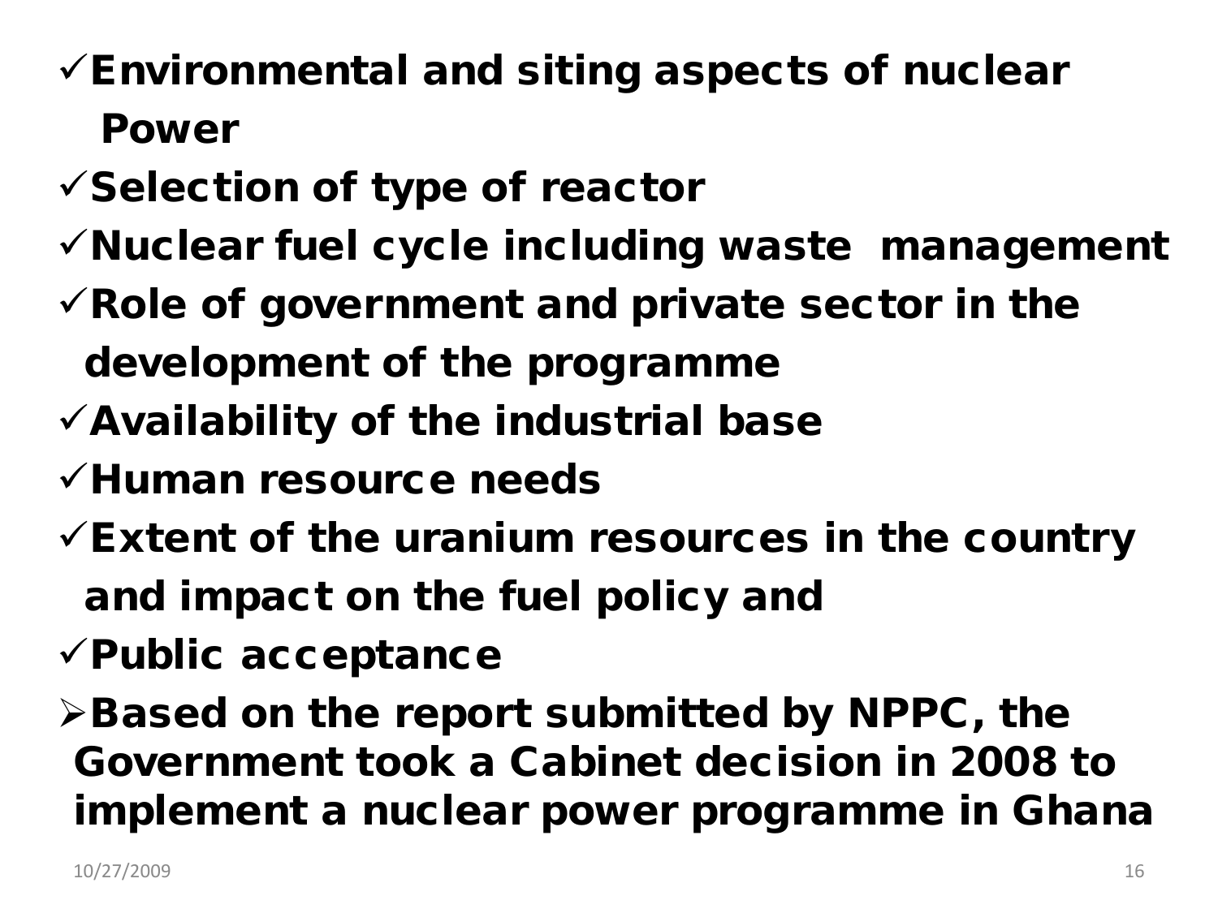- ✓ **Environmental and siting aspects of nuclear Power**
- ✓ **Selection of type of reactor**
- ✓ **Nuclear fuel cycle including waste management**
- ✓ **Role of government and private sector in the development of the programme**
- ✓ **Availability of the industrial base**
- ✓ **Human resource needs**
- ✓ **Extent of the uranium resources in the country and impact on the fuel policy and**
- ✓ **Public acceptance**

- ➢ **Based on the report submitted by NPPC, the Government took a Cabinet decision in 2008 to implement a nuclear power programme in Ghana**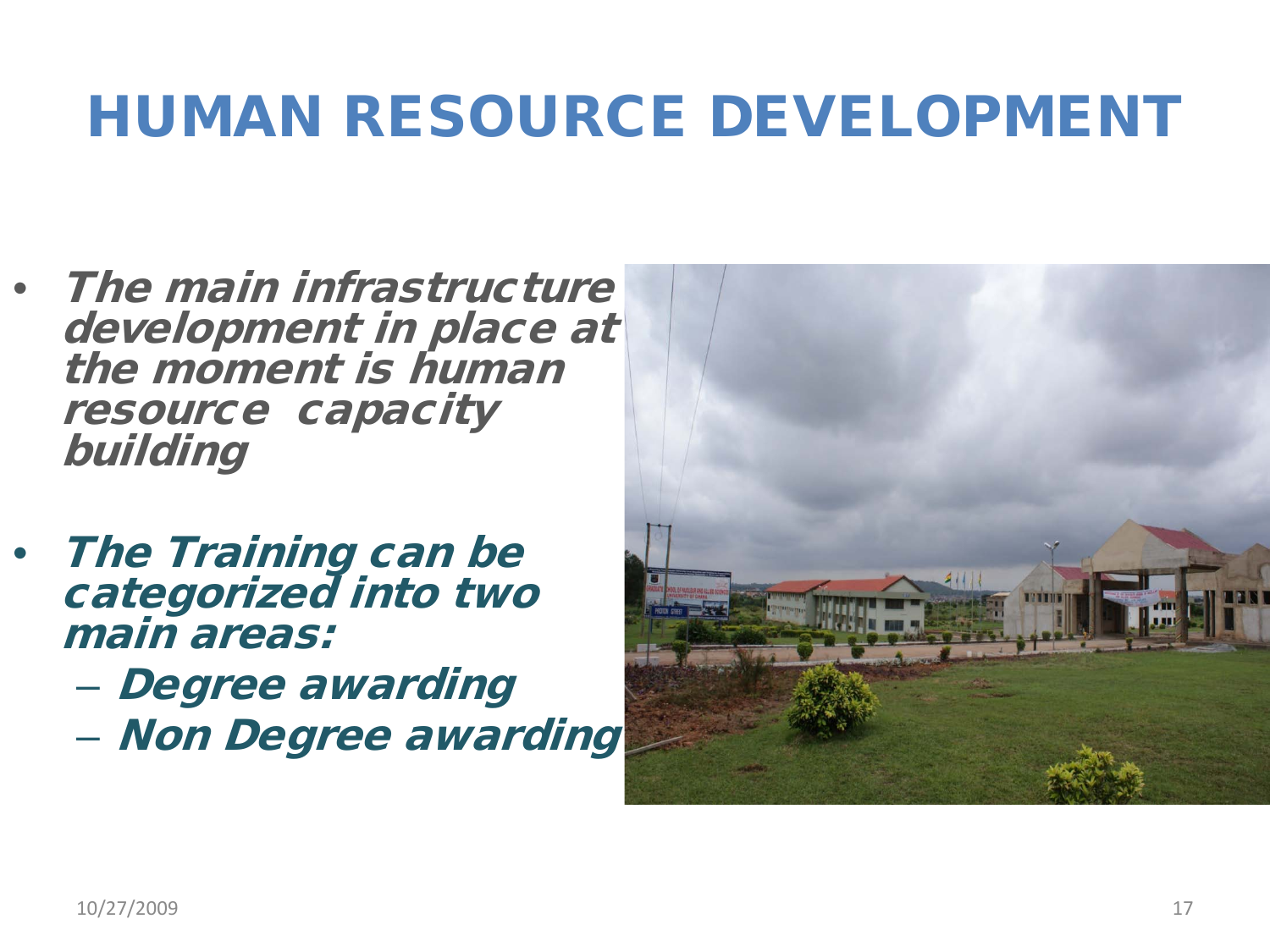# HUMAN RESOURCE DEVELOPMENT

- ***The main infrastructure development in place at the moment is human resource capacity building***
- ***The Training can be categorized into two main areas:***
  - ***Degree awarding***
  - ***Non Degree awarding***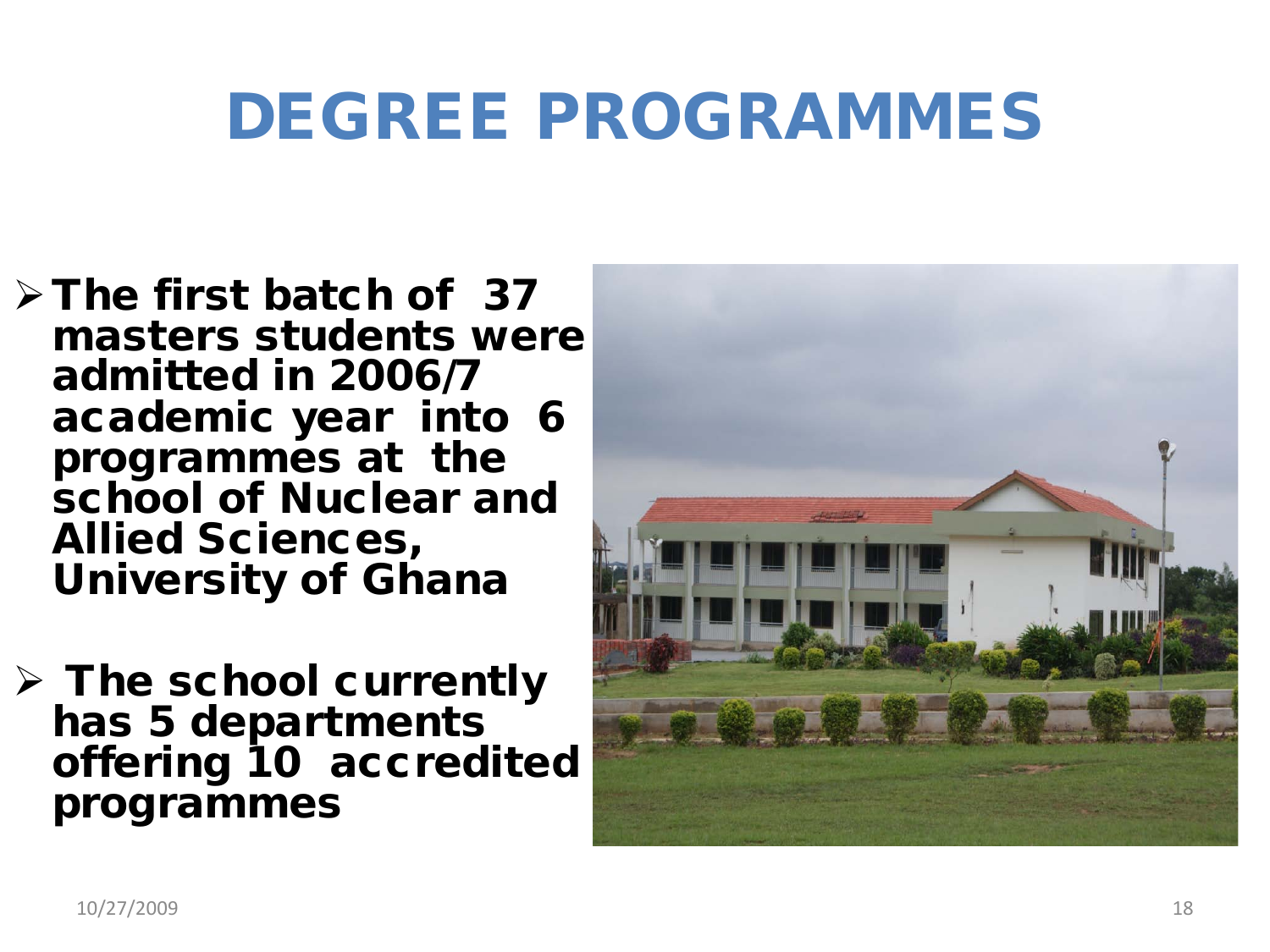# DEGREE PROGRAMMES

- **The first batch of 37 masters students were admitted in 2006/7 academic year into 6 programmes at the school of Nuclear and Allied Sciences, University of Ghana**

- **The school currently has 5 departments offering 10 accredited programmes**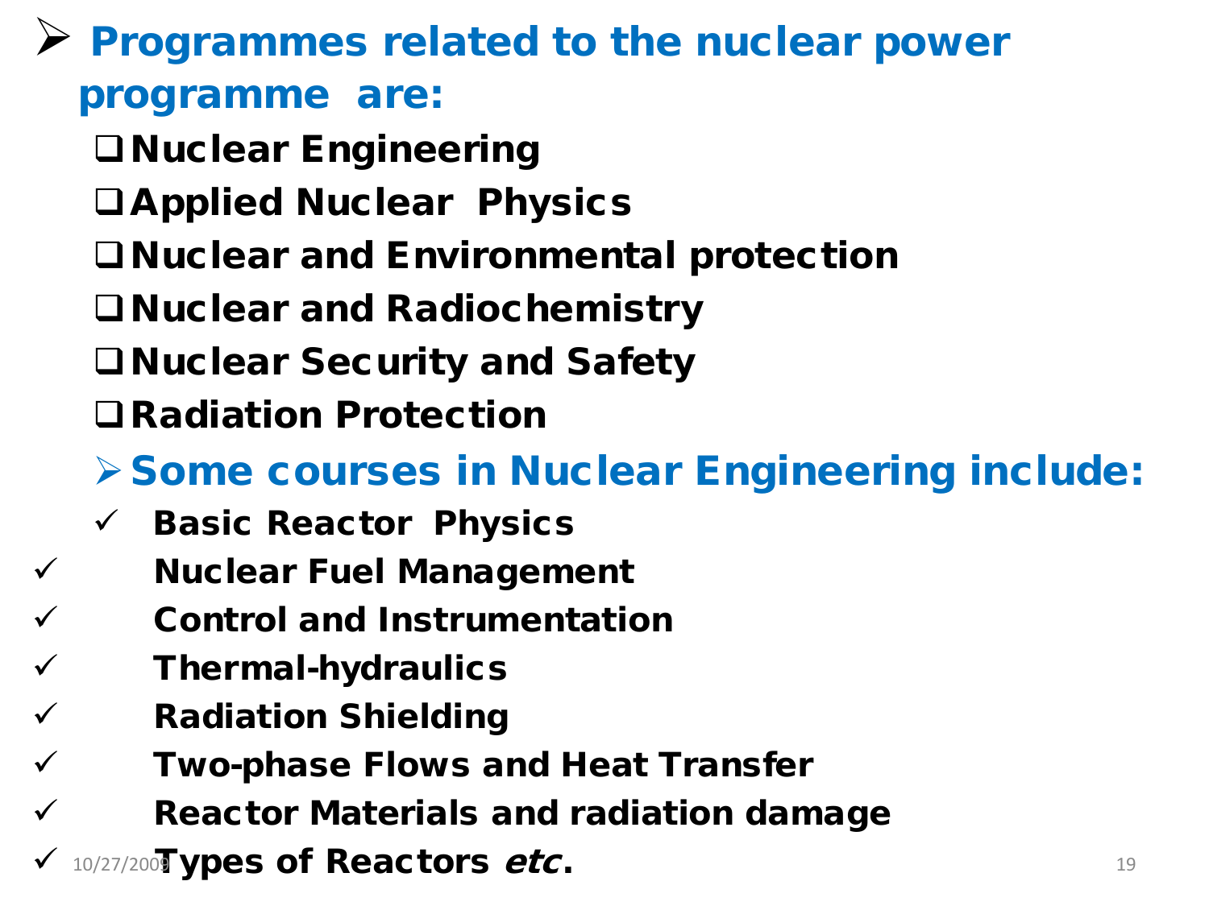- **Programmes related to the nuclear power programme are:**
  - **Nuclear Engineering**
  - **Applied Nuclear Physics**
  - **Nuclear and Environmental protection**
  - **Nuclear and Radiochemistry**
  - **Nuclear Security and Safety**
  - **Radiation Protection**

- **Some courses in Nuclear Engineering include:**
  - ✓ **Basic Reactor Physics**
  - ✓ **Nuclear Fuel Management**
  - ✓ **Control and Instrumentation**
  - ✓ **Thermal-hydraulics**
  - ✓ **Radiation Shielding**
  - ✓ **Two-phase Flows and Heat Transfer**
  - ✓ **Reactor Materials and radiation damage**
  - ✓ **Types of Reactors *etc*.**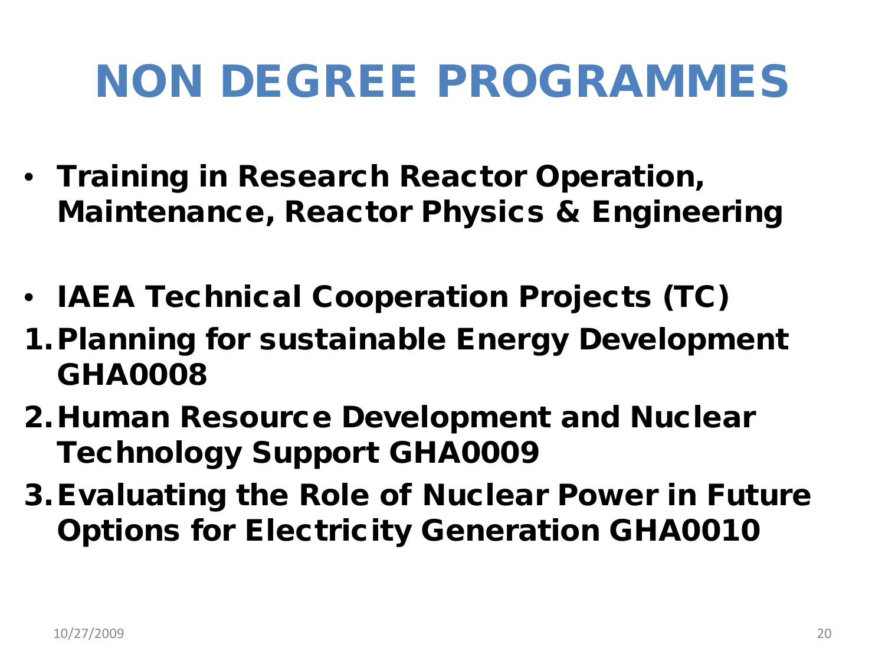# NON DEGREE PROGRAMMES

- **Training in Research Reactor Operation, Maintenance, Reactor Physics & Engineering**

- **IAEA Technical Cooperation Projects (TC)**

1. **Planning for sustainable Energy Development GHA0008**
2. **Human Resource Development and Nuclear Technology Support GHA0009**
3. **Evaluating the Role of Nuclear Power in Future Options for Electricity Generation GHA0010**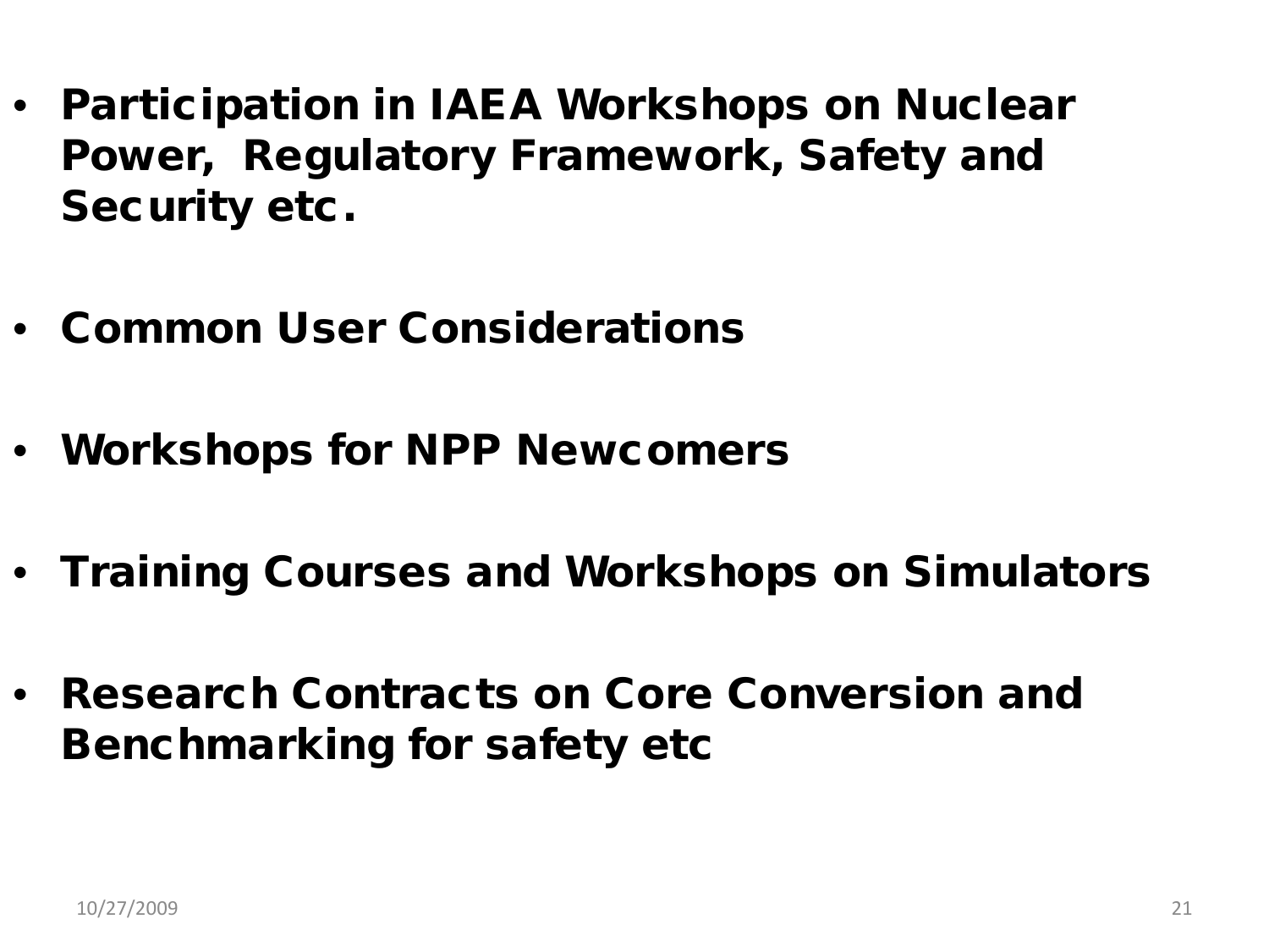- **Participation in IAEA Workshops on Nuclear Power, Regulatory Framework, Safety and Security etc.**

- **Common User Considerations**

- **Workshops for NPP Newcomers**

- **Training Courses and Workshops on Simulators**

- **Research Contracts on Core Conversion and Benchmarking for safety etc**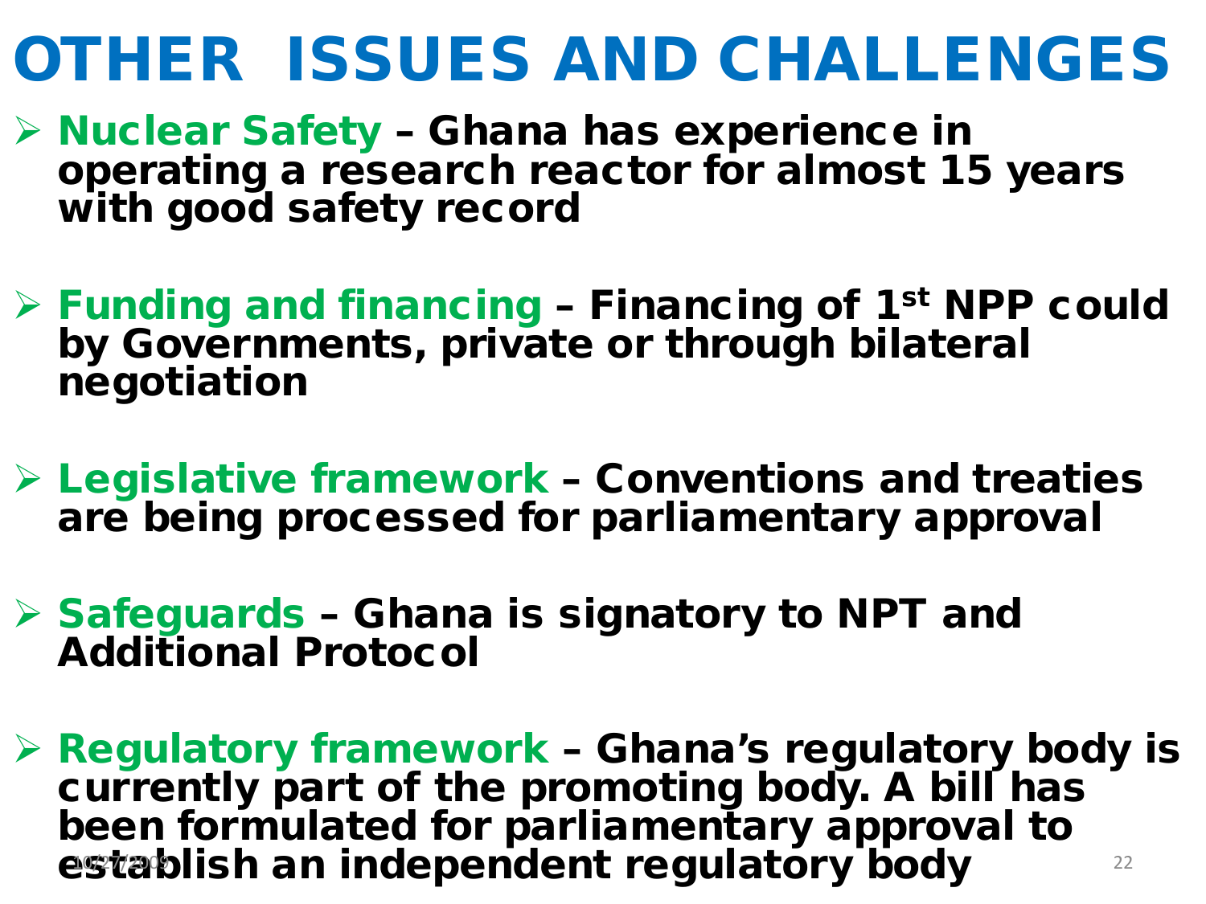# OTHER ISSUES AND CHALLENGES

- **Nuclear Safety** – Ghana has experience in operating a research reactor for almost 15 years with good safety record
- **Funding and financing** – Financing of 1st NPP could by Governments, private or through bilateral negotiation
- **Legislative framework** – Conventions and treaties are being processed for parliamentary approval
- **Safeguards** – Ghana is signatory to NPT and Additional Protocol
- **Regulatory framework** – Ghana's regulatory body is currently part of the promoting body. A bill has been formulated for parliamentary approval to establish an independent regulatory body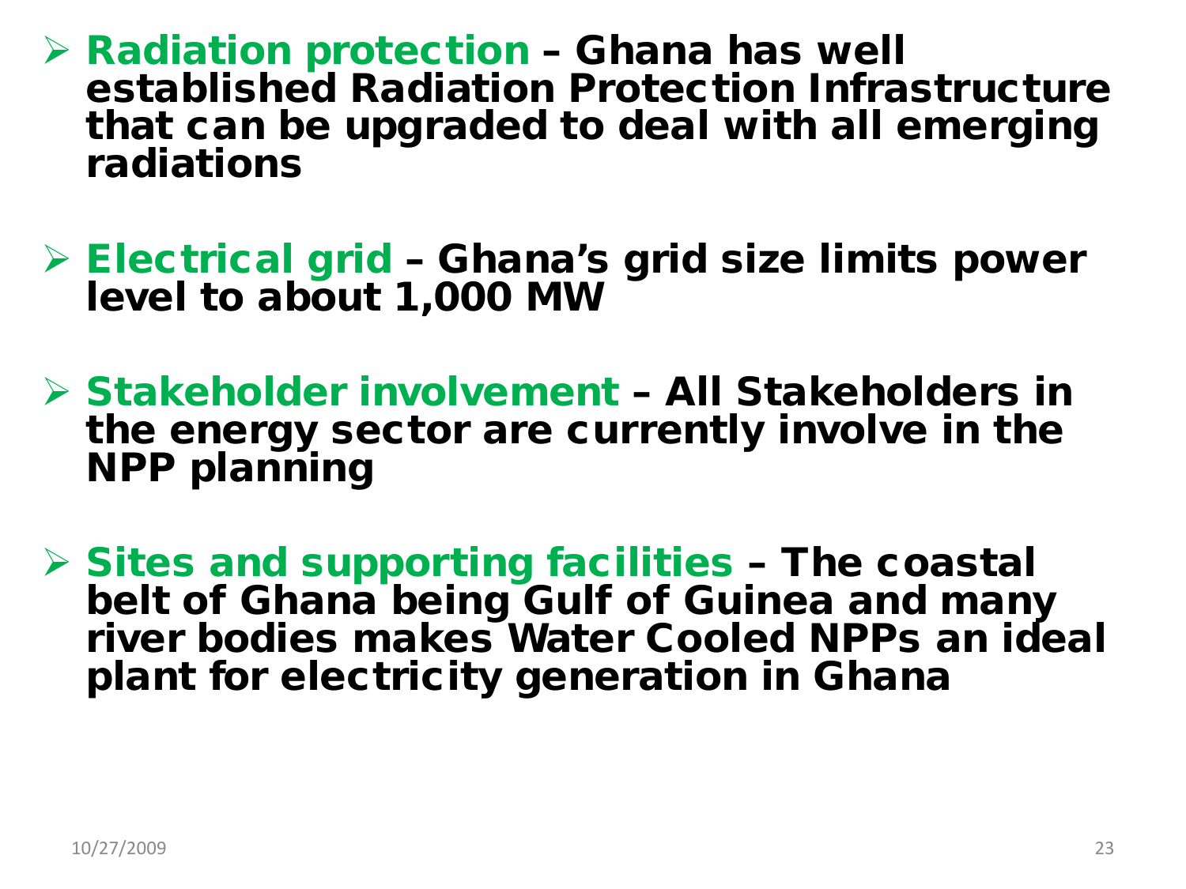- **Radiation protection** – Ghana has well established Radiation Protection Infrastructure that can be upgraded to deal with all emerging radiations

- **Electrical grid** – Ghana's grid size limits power level to about 1,000 MW

- **Stakeholder involvement** – All Stakeholders in the energy sector are currently involve in the NPP planning

- **Sites and supporting facilities** – The coastal belt of Ghana being Gulf of Guinea and many river bodies makes Water Cooled NPPs an ideal plant for electricity generation in Ghana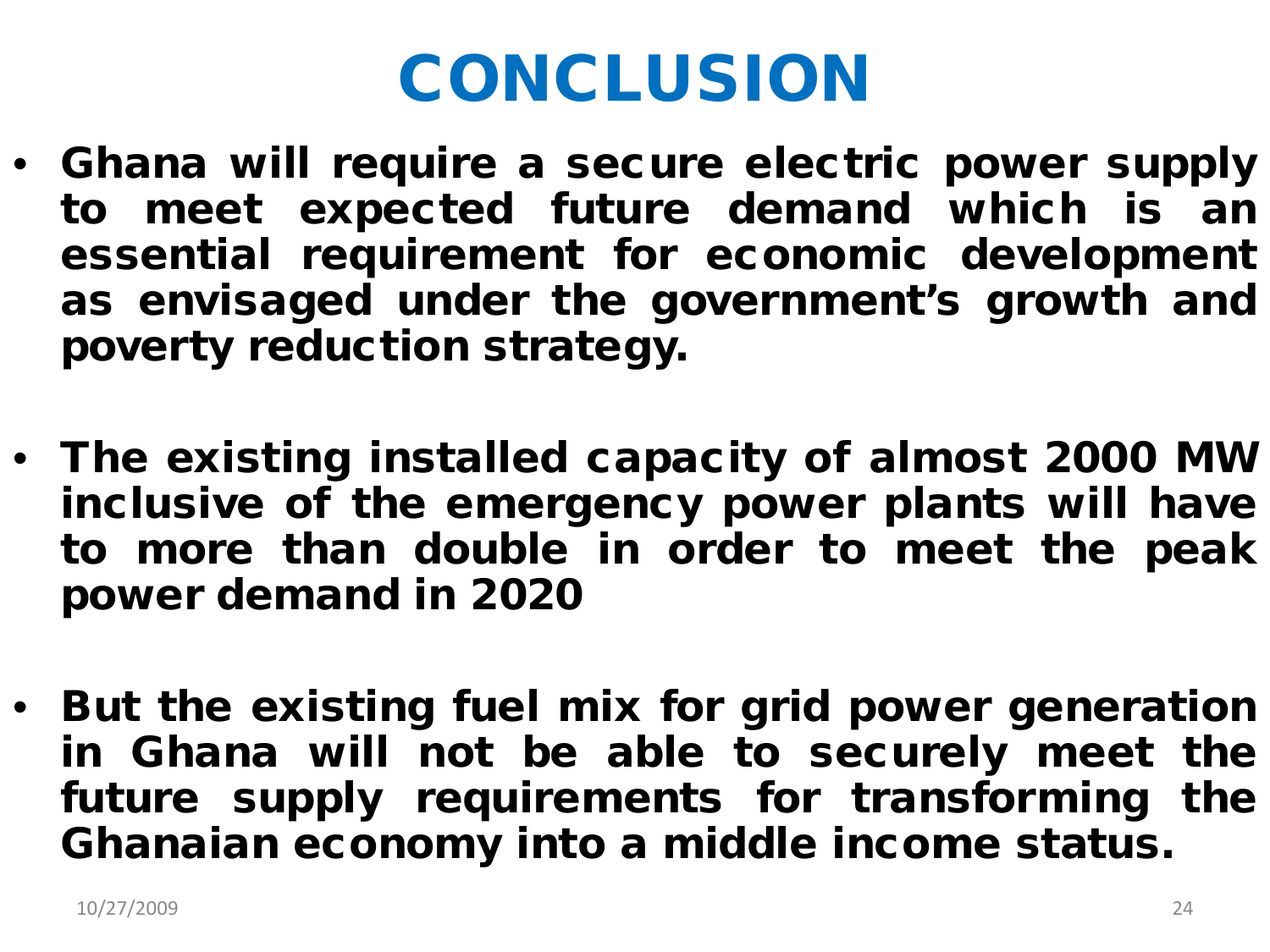# CONCLUSION

- Ghana will require a secure electric power supply to meet expected future demand which is an essential requirement for economic development as envisaged under the government's growth and poverty reduction strategy.

- The existing installed capacity of almost 2000 MW inclusive of the emergency power plants will have to more than double in order to meet the peak power demand in 2020

- But the existing fuel mix for grid power generation in Ghana will not be able to securely meet the future supply requirements for transforming the Ghanaian economy into a middle income status.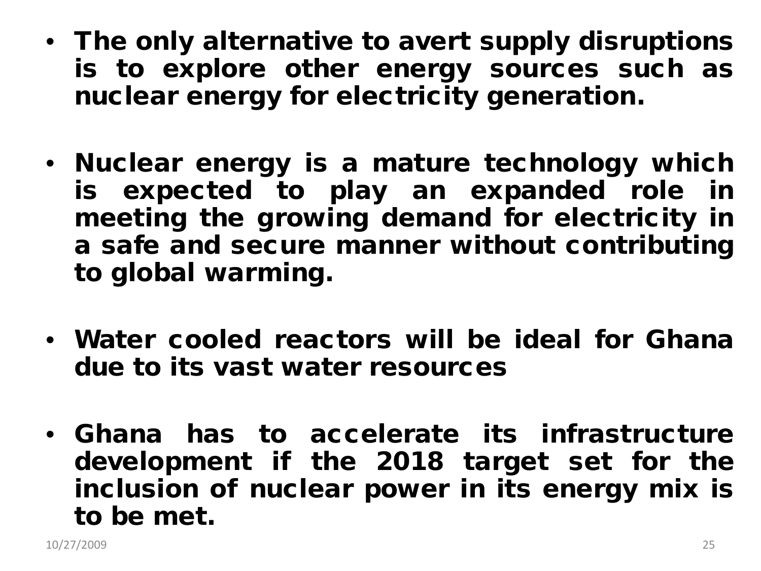- **The only alternative to avert supply disruptions is to explore other energy sources such as nuclear energy for electricity generation.**

- **Nuclear energy is a mature technology which is expected to play an expanded role in meeting the growing demand for electricity in a safe and secure manner without contributing to global warming.**

- **Water cooled reactors will be ideal for Ghana due to its vast water resources**

- **Ghana has to accelerate its infrastructure development if the 2018 target set for the inclusion of nuclear power in its energy mix is to be met.**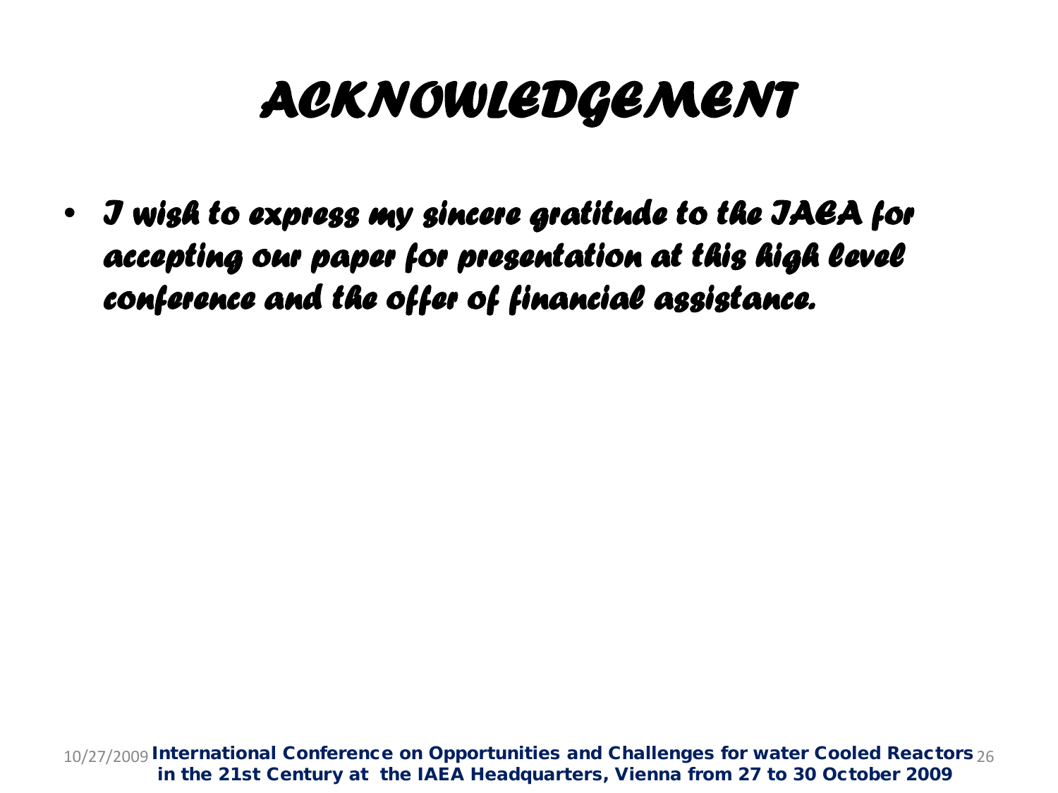# *ACKNOWLEDGEMENT*

- *I wish to express my sincere gratitude to the IAEA for accepting our paper for presentation at this high level conference and the offer of financial assistance.*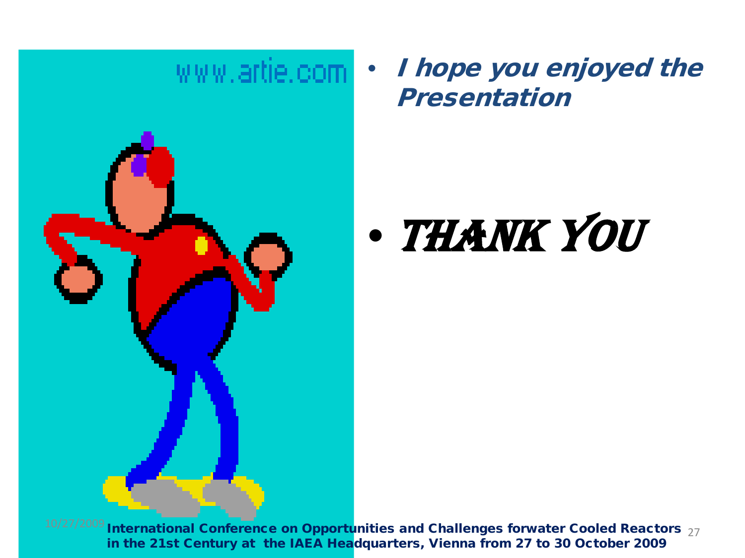- ***I hope you enjoyed the Presentation***

- ***THANK YOU***